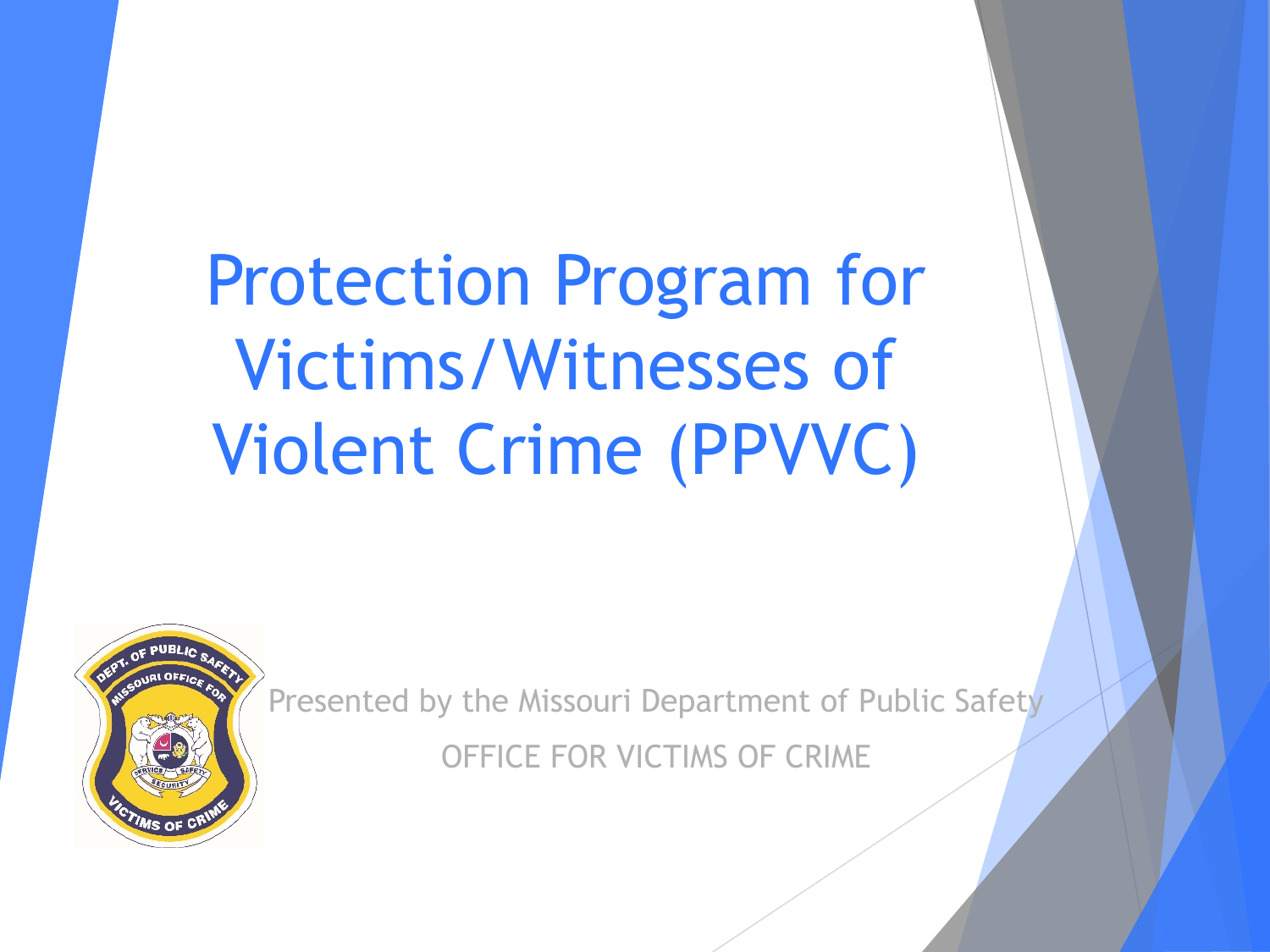# Protection Program for Victims/Witnesses of Violent Crime (PPVVC)

Presented by the Missouri Department of Public Safety

OFFICE FOR VICTIMS OF CRIME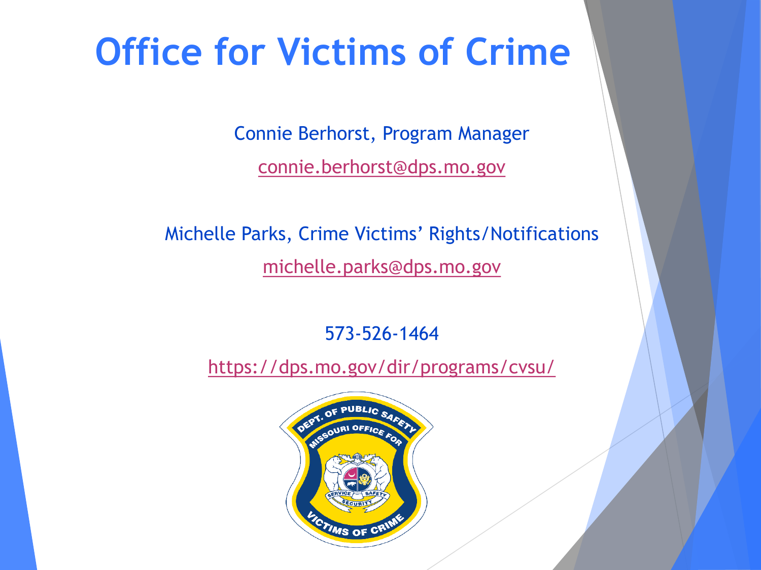# Office for Victims of Crime

Connie Berhorst, Program Manager

connie.berhorst@dps.mo.gov

Michelle Parks, Crime Victims' Rights/Notifications

michelle.parks@dps.mo.gov

573-526-1464

https://dps.mo.gov/dir/programs/cvsu/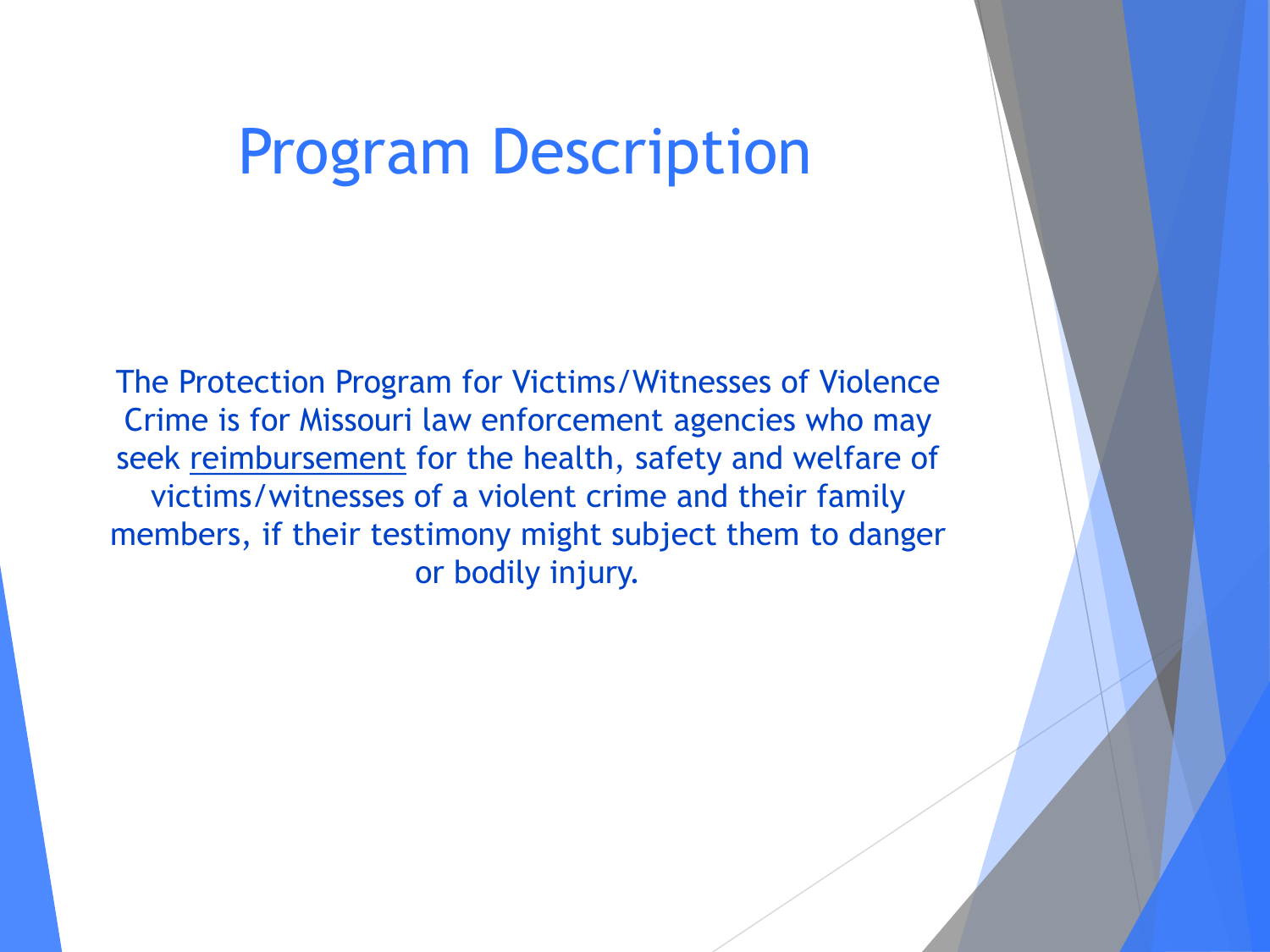# Program Description

The Protection Program for Victims/Witnesses of Violence Crime is for Missouri law enforcement agencies who may seek reimbursement for the health, safety and welfare of victims/witnesses of a violent crime and their family members, if their testimony might subject them to danger or bodily injury.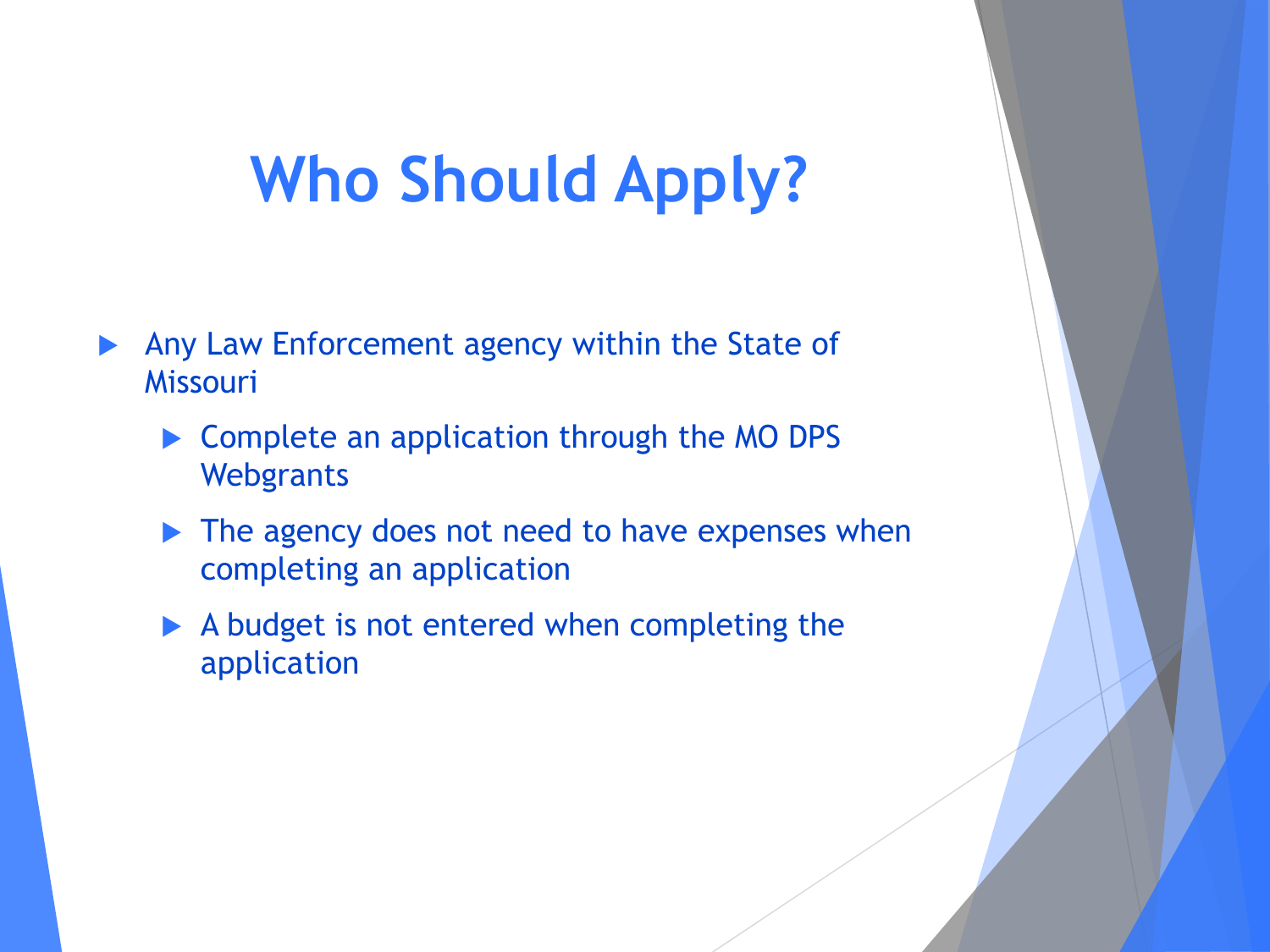# Who Should Apply?

- Any Law Enforcement agency within the State of Missouri
  - Complete an application through the MO DPS Webgrants
  - The agency does not need to have expenses when completing an application
  - A budget is not entered when completing the application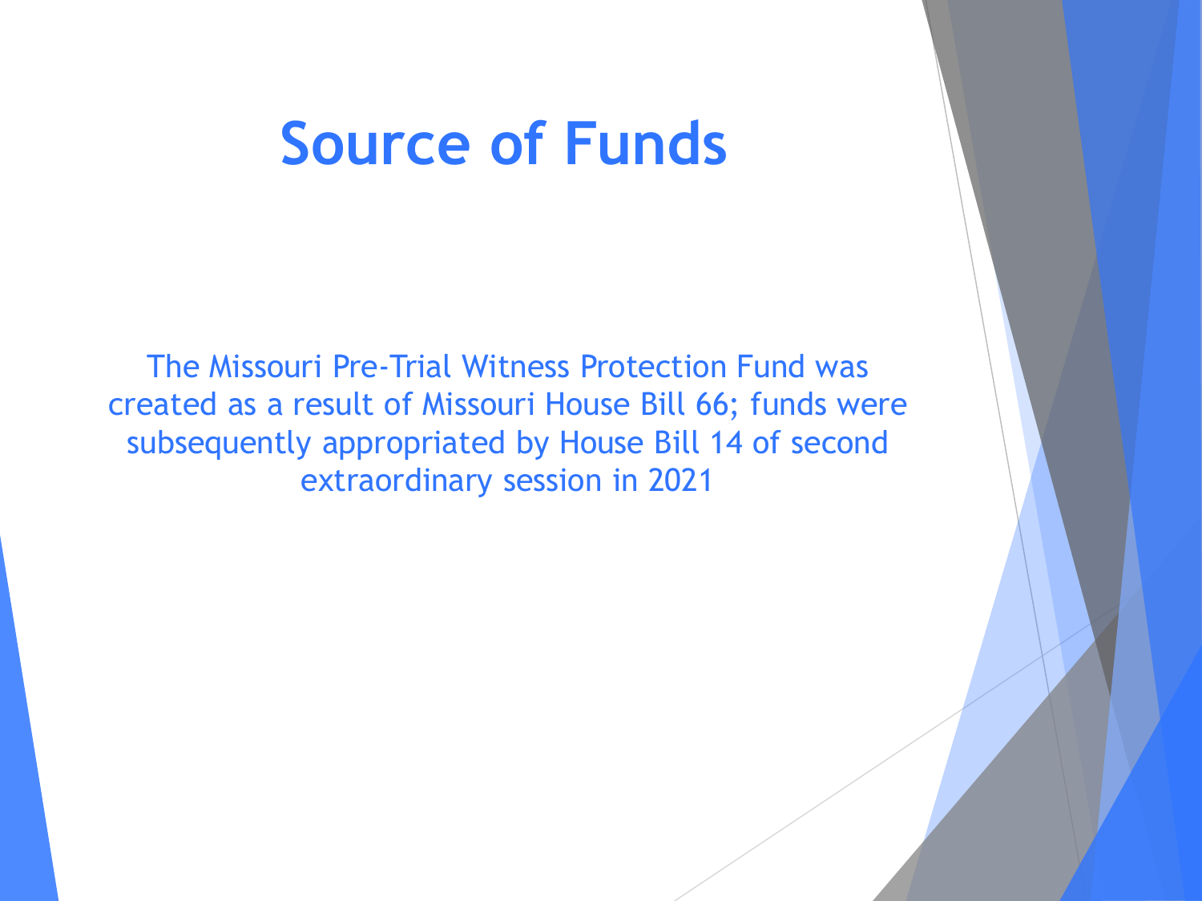# Source of Funds

The Missouri Pre-Trial Witness Protection Fund was created as a result of Missouri House Bill 66; funds were subsequently appropriated by House Bill 14 of second extraordinary session in 2021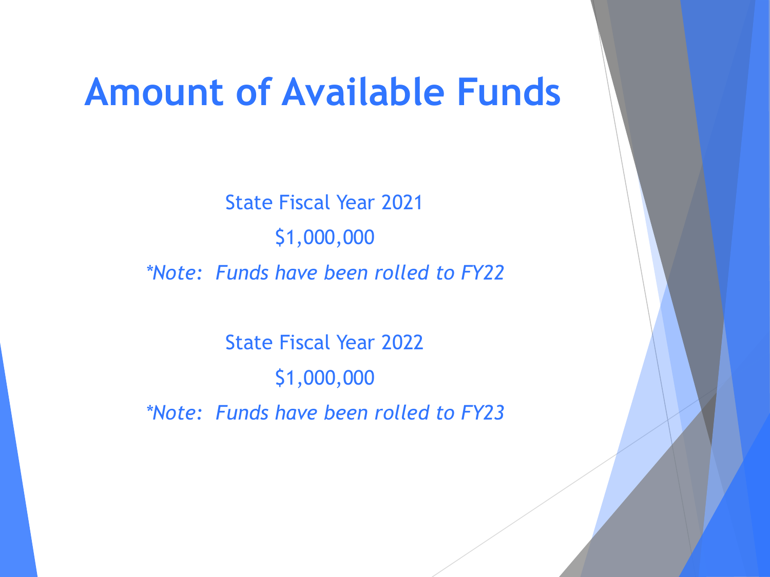# Amount of Available Funds

State Fiscal Year 2021

$1,000,000

*\*Note: Funds have been rolled to FY22*

State Fiscal Year 2022

$1,000,000

*\*Note: Funds have been rolled to FY23*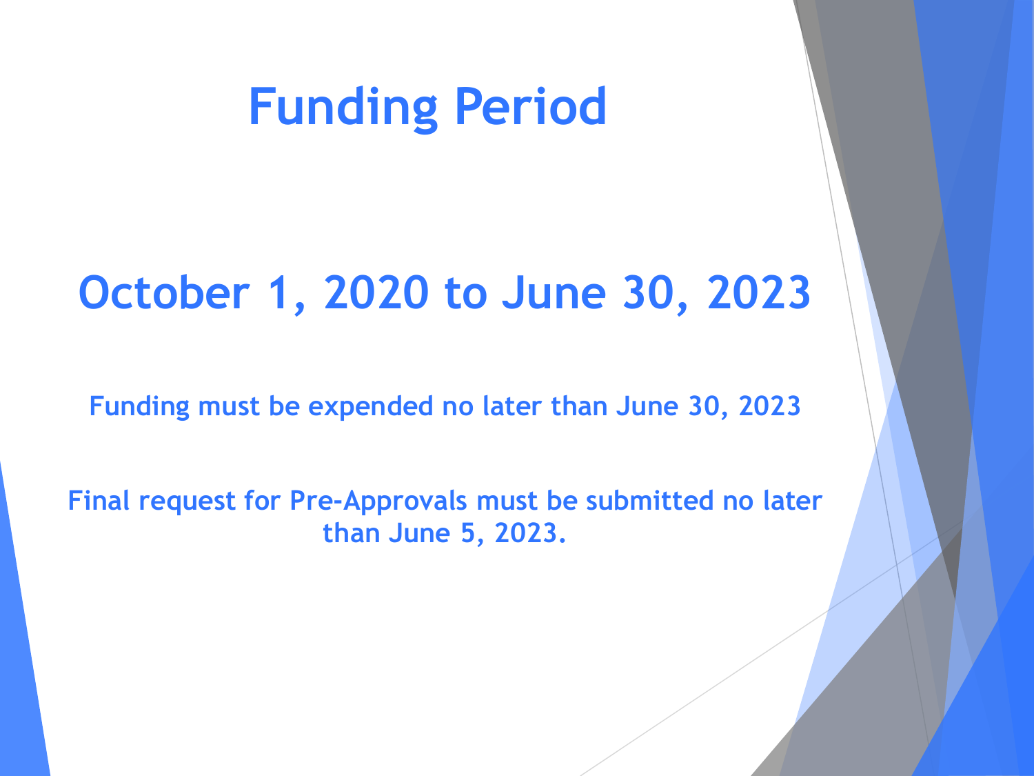# Funding Period

## October 1, 2020 to June 30, 2023

**Funding must be expended no later than June 30, 2023**

**Final request for Pre-Approvals must be submitted no later than June 5, 2023.**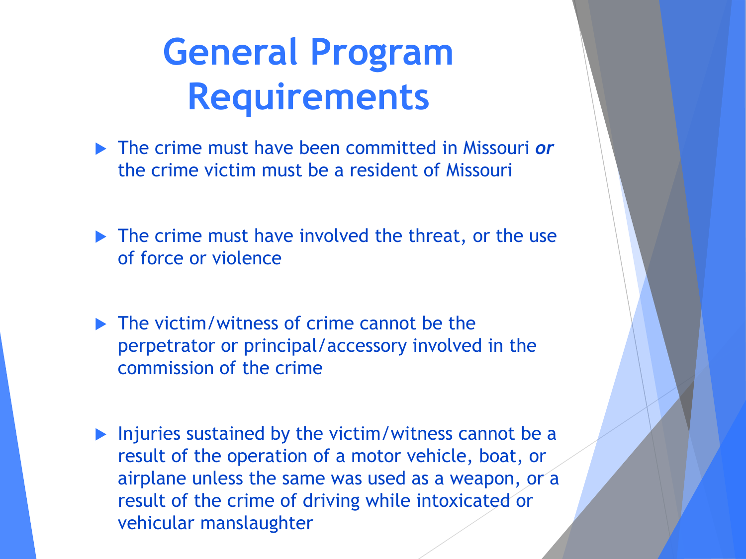# General Program Requirements

- The crime must have been committed in Missouri ***or*** the crime victim must be a resident of Missouri
- The crime must have involved the threat, or the use of force or violence
- The victim/witness of crime cannot be the perpetrator or principal/accessory involved in the commission of the crime
- Injuries sustained by the victim/witness cannot be a result of the operation of a motor vehicle, boat, or airplane unless the same was used as a weapon, or a result of the crime of driving while intoxicated or vehicular manslaughter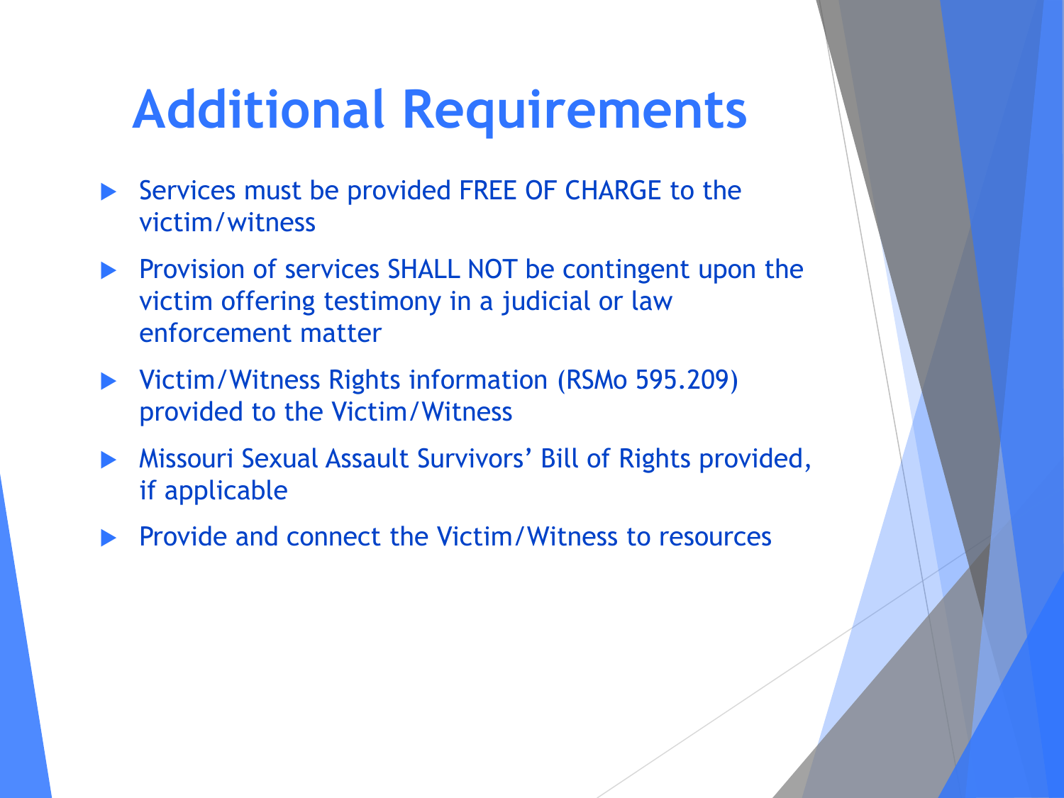# Additional Requirements

- Services must be provided FREE OF CHARGE to the victim/witness
- Provision of services SHALL NOT be contingent upon the victim offering testimony in a judicial or law enforcement matter
- Victim/Witness Rights information (RSMo 595.209) provided to the Victim/Witness
- Missouri Sexual Assault Survivors' Bill of Rights provided, if applicable
- Provide and connect the Victim/Witness to resources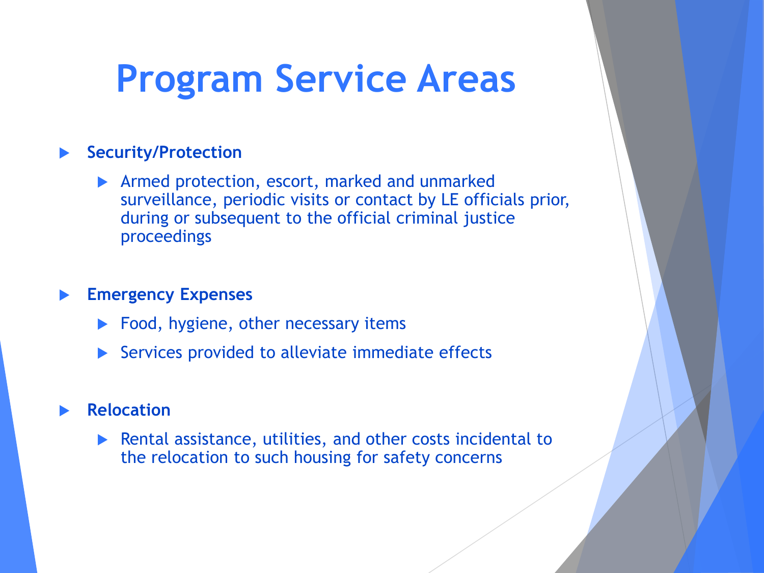# Program Service Areas

- **Security/Protection**
  - Armed protection, escort, marked and unmarked surveillance, periodic visits or contact by LE officials prior, during or subsequent to the official criminal justice proceedings
- **Emergency Expenses**
  - Food, hygiene, other necessary items
  - Services provided to alleviate immediate effects
- **Relocation**
  - Rental assistance, utilities, and other costs incidental to the relocation to such housing for safety concerns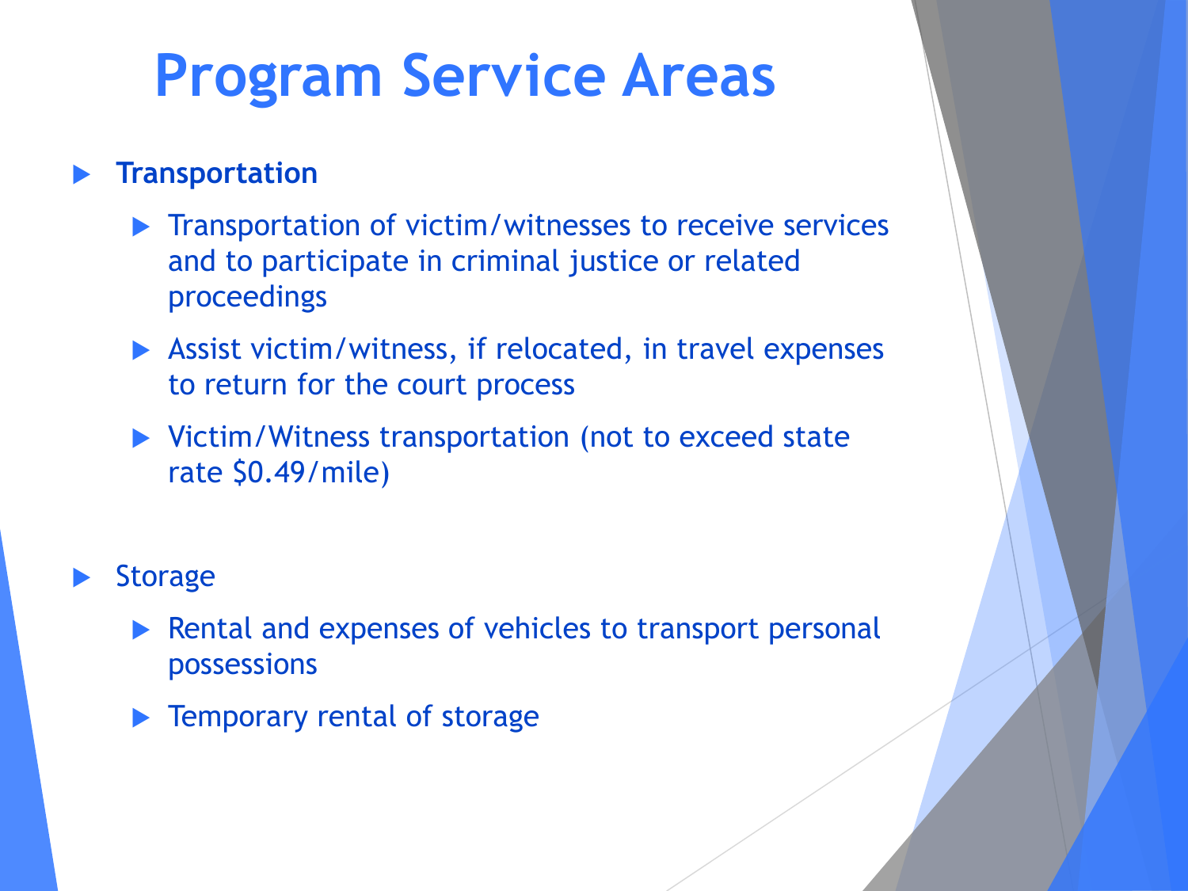# Program Service Areas

- **Transportation**
  - Transportation of victim/witnesses to receive services and to participate in criminal justice or related proceedings
  - Assist victim/witness, if relocated, in travel expenses to return for the court process
  - Victim/Witness transportation (not to exceed state rate $0.49/mile)

- Storage
  - Rental and expenses of vehicles to transport personal possessions
  - Temporary rental of storage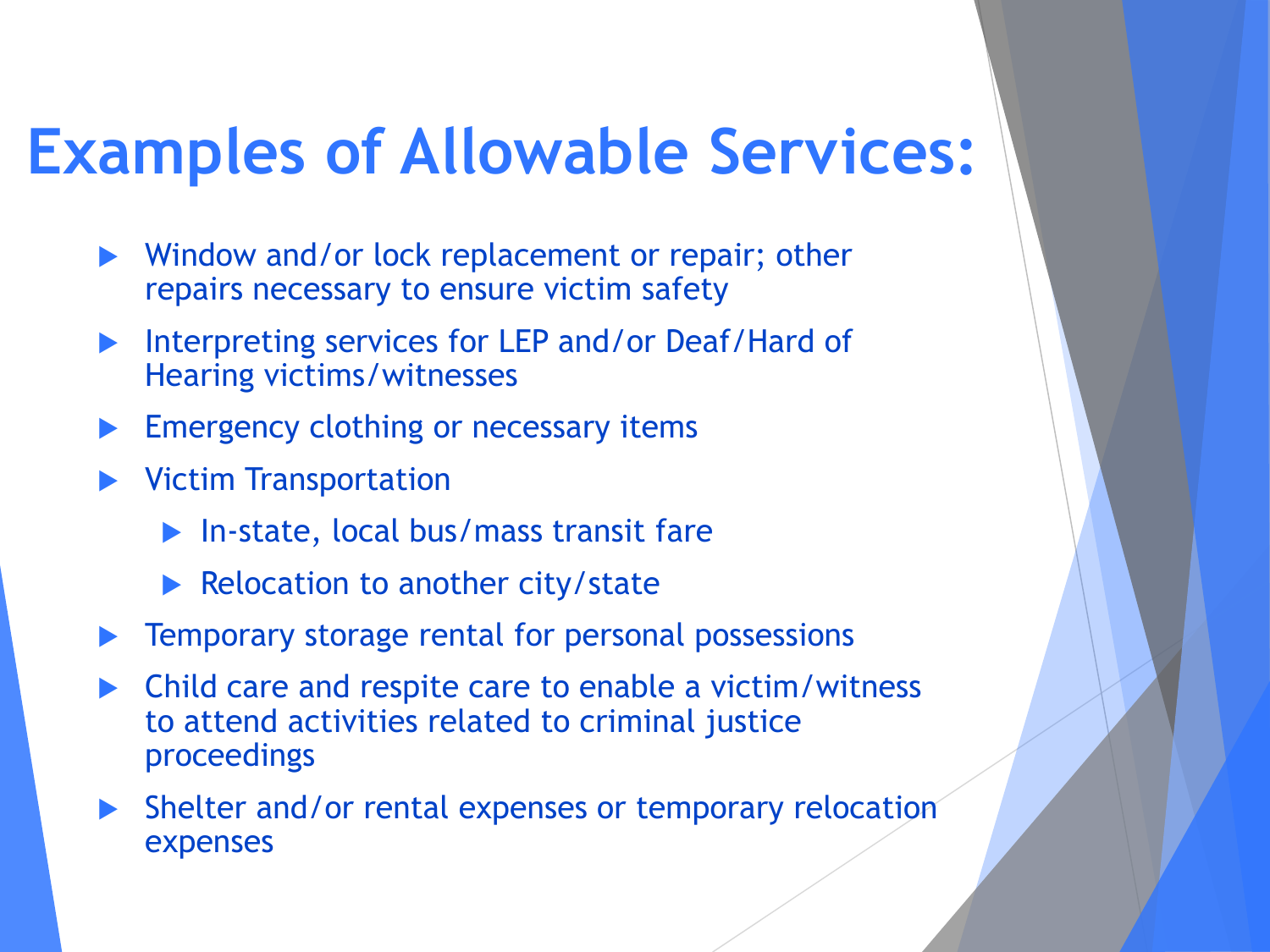# Examples of Allowable Services:

- Window and/or lock replacement or repair; other repairs necessary to ensure victim safety
- Interpreting services for LEP and/or Deaf/Hard of Hearing victims/witnesses
- Emergency clothing or necessary items
- Victim Transportation
  - In-state, local bus/mass transit fare
  - Relocation to another city/state
- Temporary storage rental for personal possessions
- Child care and respite care to enable a victim/witness to attend activities related to criminal justice proceedings
- Shelter and/or rental expenses or temporary relocation expenses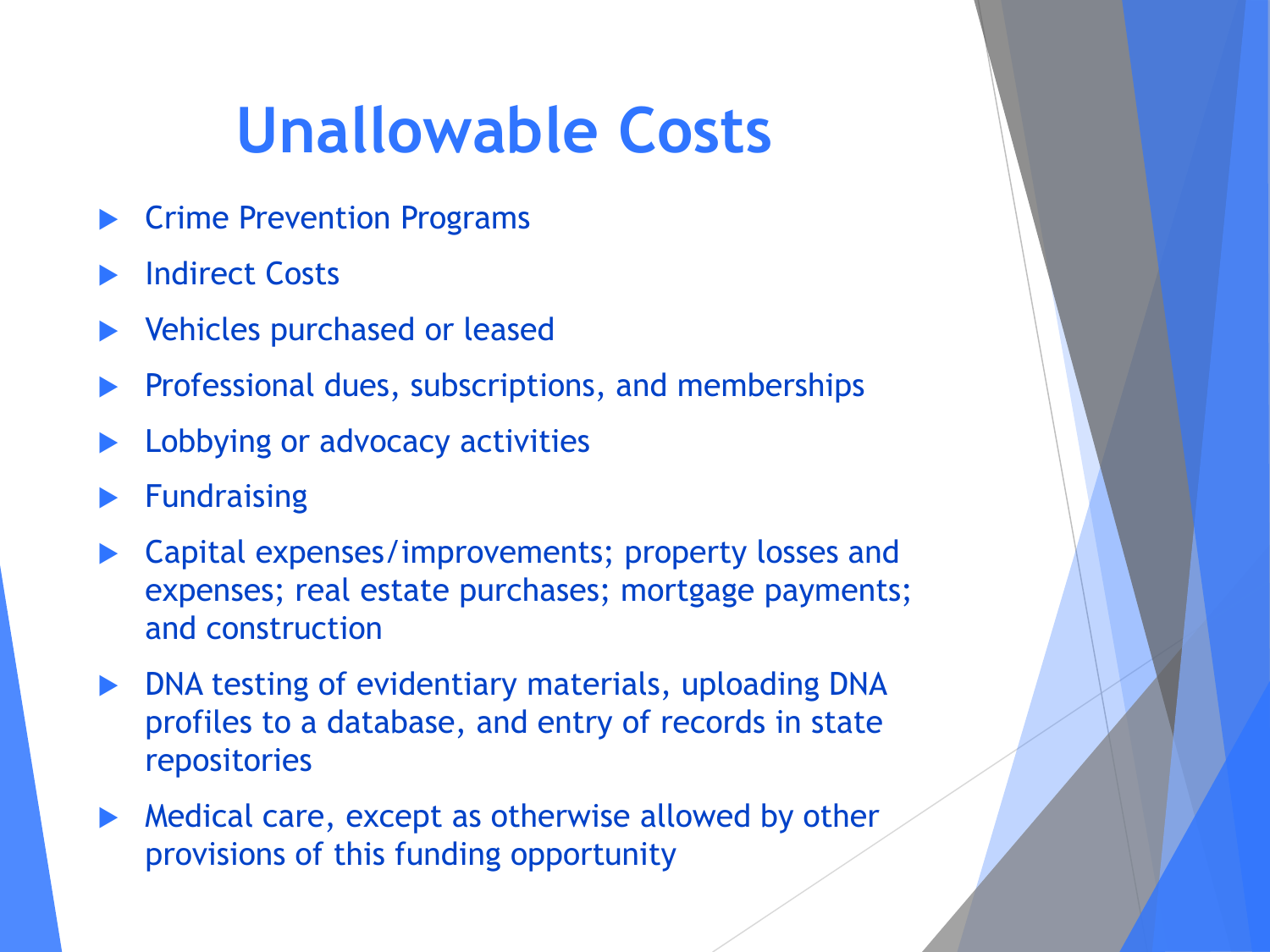# Unallowable Costs

- Crime Prevention Programs
- Indirect Costs
- Vehicles purchased or leased
- Professional dues, subscriptions, and memberships
- Lobbying or advocacy activities
- Fundraising
- Capital expenses/improvements; property losses and expenses; real estate purchases; mortgage payments; and construction
- DNA testing of evidentiary materials, uploading DNA profiles to a database, and entry of records in state repositories
- Medical care, except as otherwise allowed by other provisions of this funding opportunity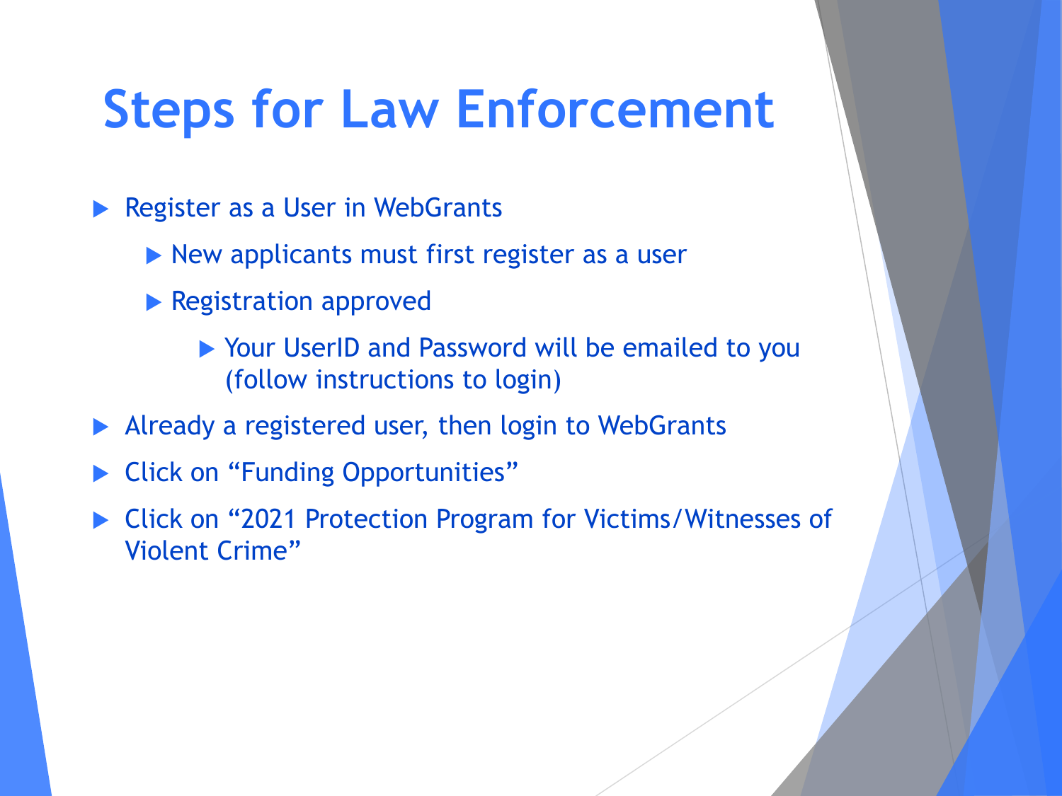# Steps for Law Enforcement

- Register as a User in WebGrants
  - New applicants must first register as a user
  - Registration approved
    - Your UserID and Password will be emailed to you (follow instructions to login)
- Already a registered user, then login to WebGrants
- Click on “Funding Opportunities”
- Click on “2021 Protection Program for Victims/Witnesses of Violent Crime”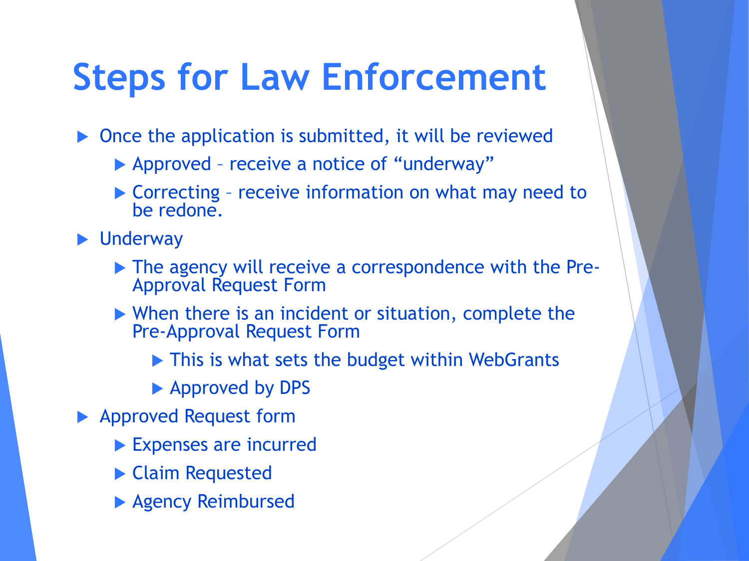# Steps for Law Enforcement

- Once the application is submitted, it will be reviewed
  - Approved – receive a notice of "underway"
  - Correcting – receive information on what may need to be redone.
- Underway
  - The agency will receive a correspondence with the Pre-Approval Request Form
  - When there is an incident or situation, complete the Pre-Approval Request Form
    - This is what sets the budget within WebGrants
    - Approved by DPS
- Approved Request form
  - Expenses are incurred
  - Claim Requested
  - Agency Reimbursed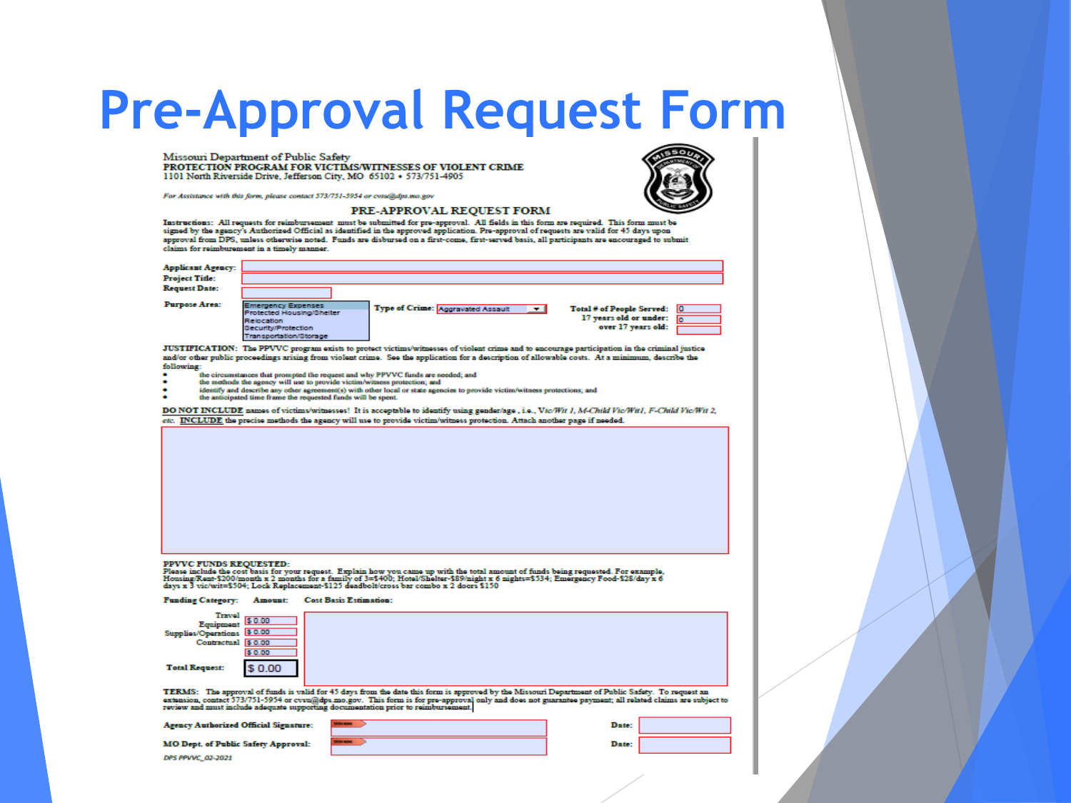# Pre-Approval Request Form

Missouri Department of Public Safety
**PROTECTION PROGRAM FOR VICTIMS/WITNESSES OF VIOLENT CRIME**
1101 North Riverside Drive, Jefferson City, MO 65102 • 573/751-4905

*For Assistance with this form, please contact 573/751-5954 or cvsu@dps.mo.gov*

## PRE-APPROVAL REQUEST FORM

**Instructions:** All requests for reimbursement must be submitted for pre-approval. All fields in this form are required. This form must be signed by the agency's Authorized Official as identified in the approved application. Pre-approval of requests are valid for 45 days upon approval from DPS, unless otherwise noted. Funds are disbursed on a first-come, first-served basis, all participants are encouraged to submit claims for reimbursement in a timely manner.

**Applicant Agency:**

**Project Title:**

**Request Date:**

**Purpose Area:** Emergency Expenses / Protected Housing/Shelter / Relocation / Security/Protection / Transportation/Storage

**Type of Crime:** Aggravated Assault

**Total # of People Served:** 0
**17 years old or under:** 0
**over 17 years old:**

**JUSTIFICATION:** The PPVVC program exists to protect victims/witnesses of violent crime and to encourage participation in the criminal justice and/or other public proceedings arising from violent crime. See the application for a description of allowable costs. At a minimum, describe the following:

- the circumstances that prompted the request and why PPVVC funds are needed; and
- the methods the agency will use to provide victim/witness protection; and
- identify and describe any other agreement(s) with other local or state agencies to provide victim/witness protections; and
- the anticipated time frame the requested funds will be spent.

**DO NOT INCLUDE** names of victims/witnesses! It is acceptable to identify using gender/age, i.e., *Vic/Wit 1, M-Child Vic/Wit1, F-Child Vic/Wit 2, etc.* **INCLUDE** the precise methods the agency will use to provide victim/witness protection. Attach another page if needed.

**PPVVC FUNDS REQUESTED:**
Please include the cost basis for your request. Explain how you came up with the total amount of funds being requested. For example, Housing/Rent-$200/month x 2 months for a family of 3=$400; Hotel/Shelter-$89/night x 6 nights=$534; Emergency Food-$28/day x 6 days x 3 vic/wit=$504; Lock Replacement-$125 deadbolt/cross bar combo x 2 doors $150

| Funding Category: | Amount: | Cost Basis Estimation: |
|---|---|---|
| Travel | $ 0.00 | |
| Equipment | $ 0.00 | |
| Supplies/Operations | $ 0.00 | |
| Contractual | $ 0.00 | |
| **Total Request:** | $ 0.00 | |

**TERMS:** The approval of funds is valid for 45 days from the date this form is approved by the Missouri Department of Public Safety. To request an extension, contact 573/751-5954 or cvsu@dps.mo.gov. This form is for pre-approval only and does not guarantee payment; all related claims are subject to review and must include adequate supporting documentation prior to reimbursement.

**Agency Authorized Official Signature:** **Date:**

**MO Dept. of Public Safety Approval:** **Date:**

*DPS PPVVC_02-2021*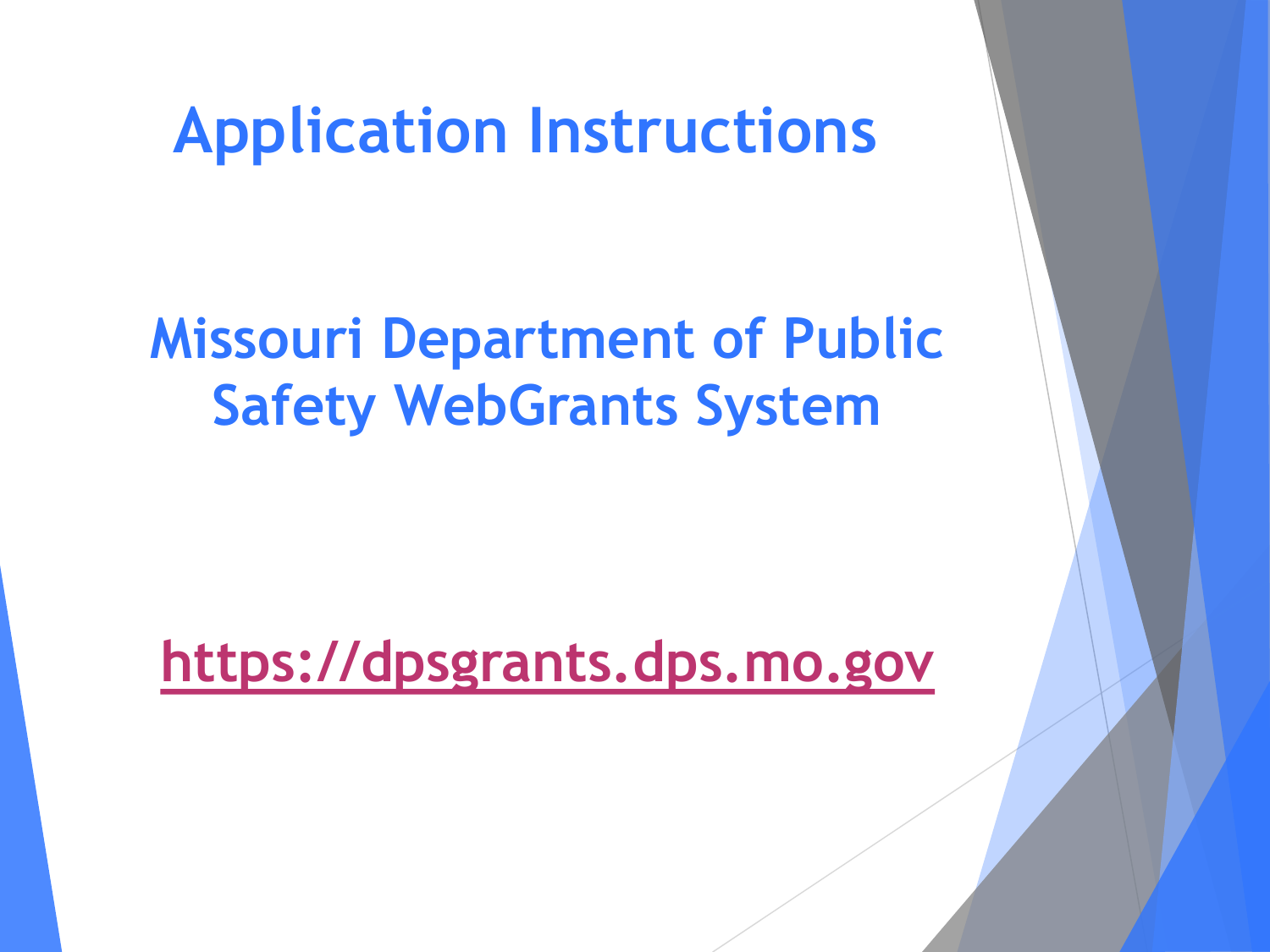# Application Instructions

## Missouri Department of Public Safety WebGrants System

https://dpsgrants.dps.mo.gov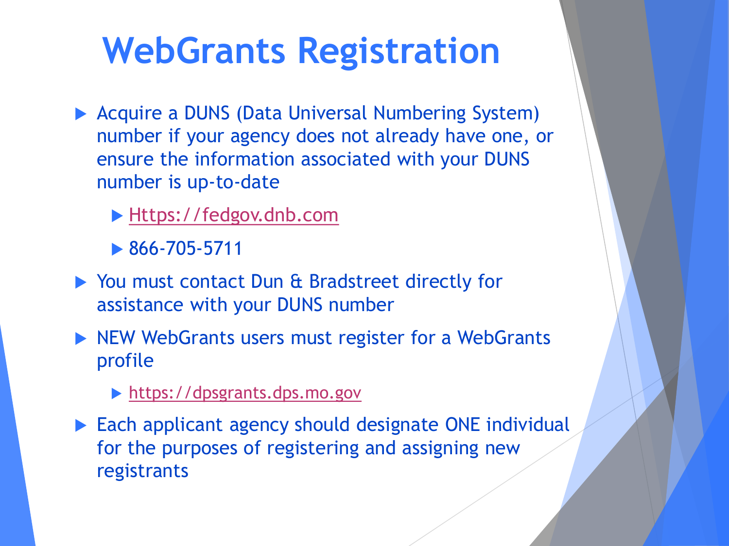# WebGrants Registration

- Acquire a DUNS (Data Universal Numbering System) number if your agency does not already have one, or ensure the information associated with your DUNS number is up-to-date
  - Https://fedgov.dnb.com
  - 866-705-5711
- You must contact Dun & Bradstreet directly for assistance with your DUNS number
- NEW WebGrants users must register for a WebGrants profile
  - https://dpsgrants.dps.mo.gov
- Each applicant agency should designate ONE individual for the purposes of registering and assigning new registrants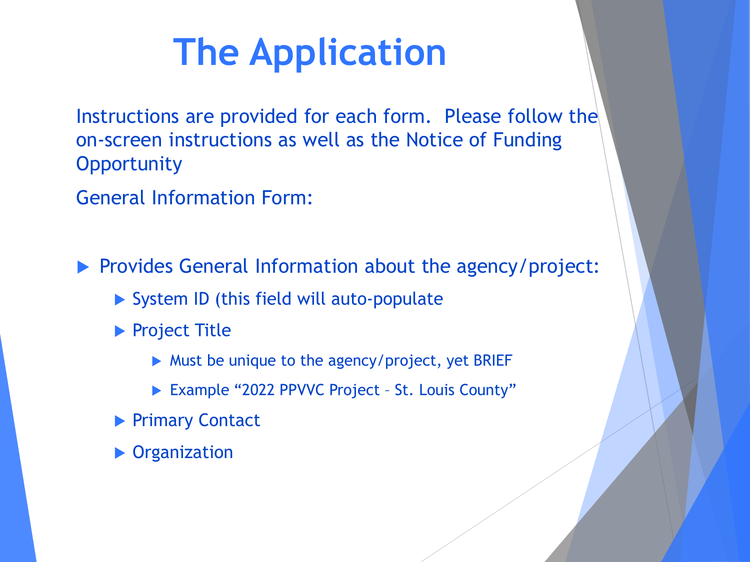# The Application

Instructions are provided for each form. Please follow the on-screen instructions as well as the Notice of Funding Opportunity

General Information Form:

- Provides General Information about the agency/project:
  - System ID (this field will auto-populate
  - Project Title
    - Must be unique to the agency/project, yet BRIEF
    - Example “2022 PPVVC Project – St. Louis County”
  - Primary Contact
  - Organization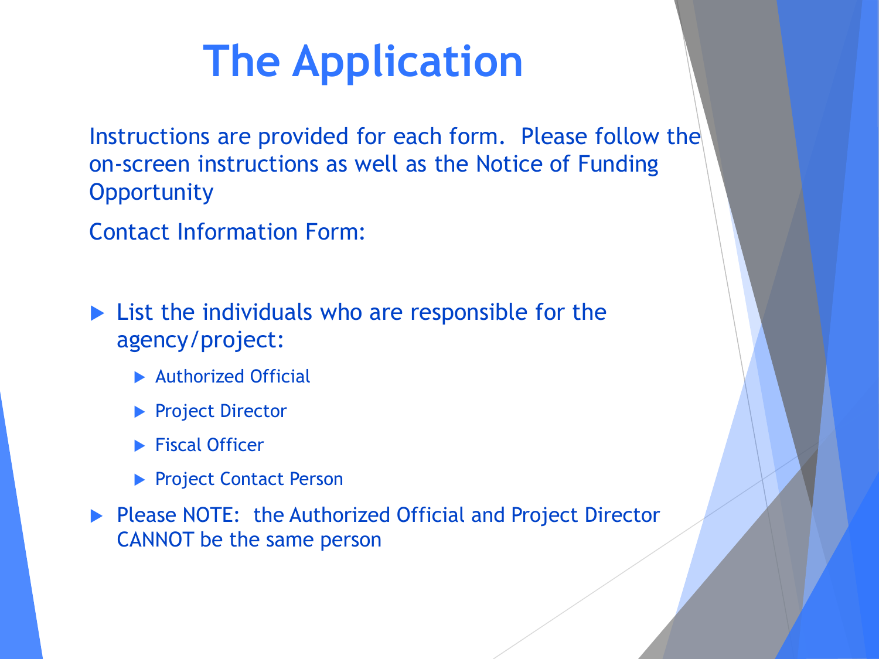# The Application

Instructions are provided for each form. Please follow the on-screen instructions as well as the Notice of Funding Opportunity

Contact Information Form:

- List the individuals who are responsible for the agency/project:
  - Authorized Official
  - Project Director
  - Fiscal Officer
  - Project Contact Person
- Please NOTE: the Authorized Official and Project Director CANNOT be the same person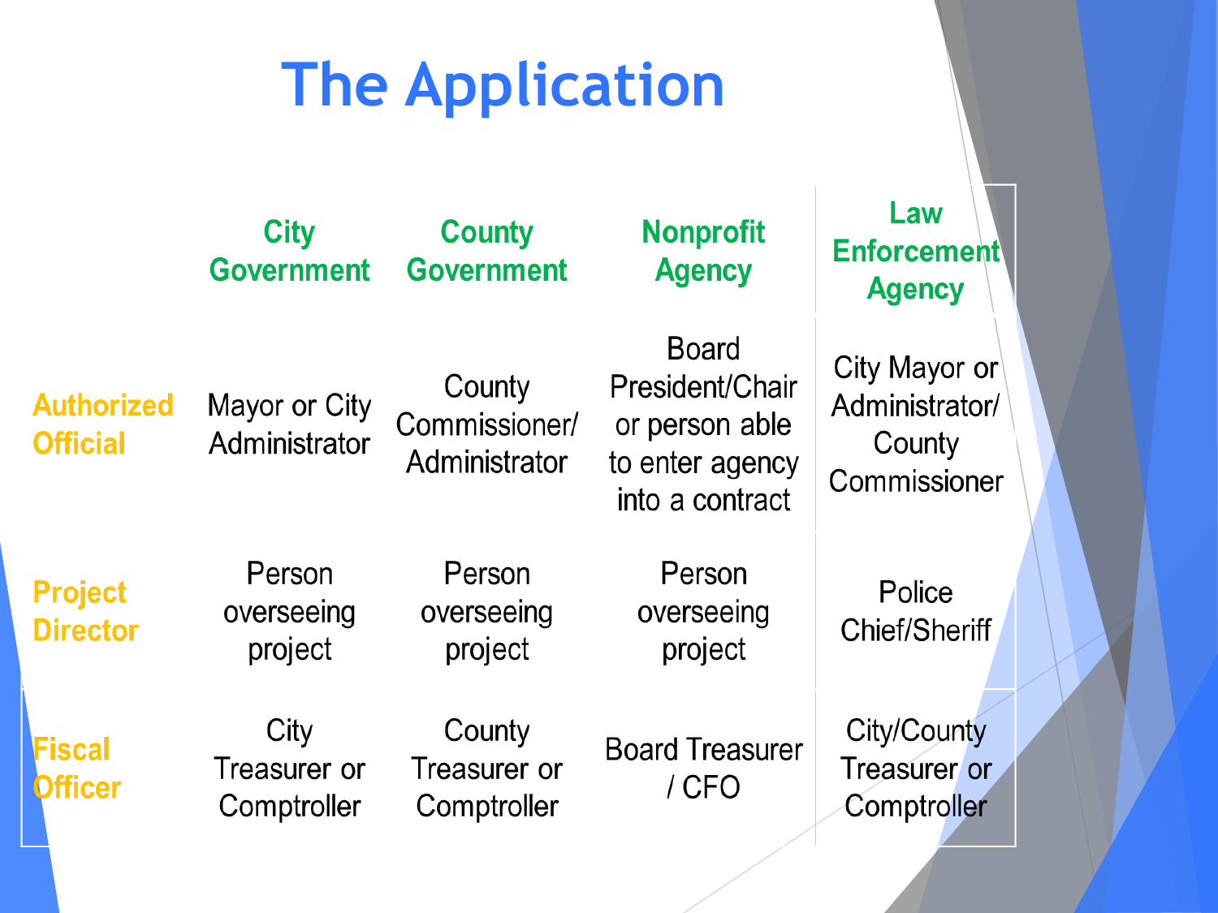# The Application

| | City Government | County Government | Nonprofit Agency | Law Enforcement Agency |
|---|---|---|---|---|
| **Authorized Official** | Mayor or City Administrator | County Commissioner/ Administrator | Board President/Chair or person able to enter agency into a contract | City Mayor or Administrator/ County Commissioner |
| **Project Director** | Person overseeing project | Person overseeing project | Person overseeing project | Police Chief/Sheriff |
| **Fiscal Officer** | City Treasurer or Comptroller | County Treasurer or Comptroller | Board Treasurer / CFO | City/County Treasurer or Comptroller |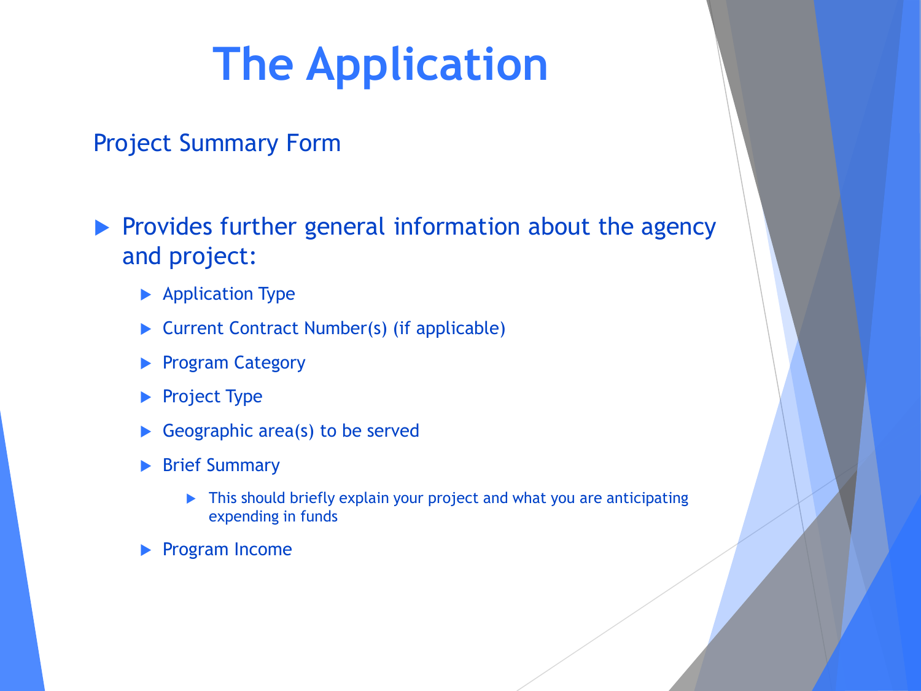# The Application

## Project Summary Form

- Provides further general information about the agency and project:
  - Application Type
  - Current Contract Number(s) (if applicable)
  - Program Category
  - Project Type
  - Geographic area(s) to be served
  - Brief Summary
    - This should briefly explain your project and what you are anticipating expending in funds
  - Program Income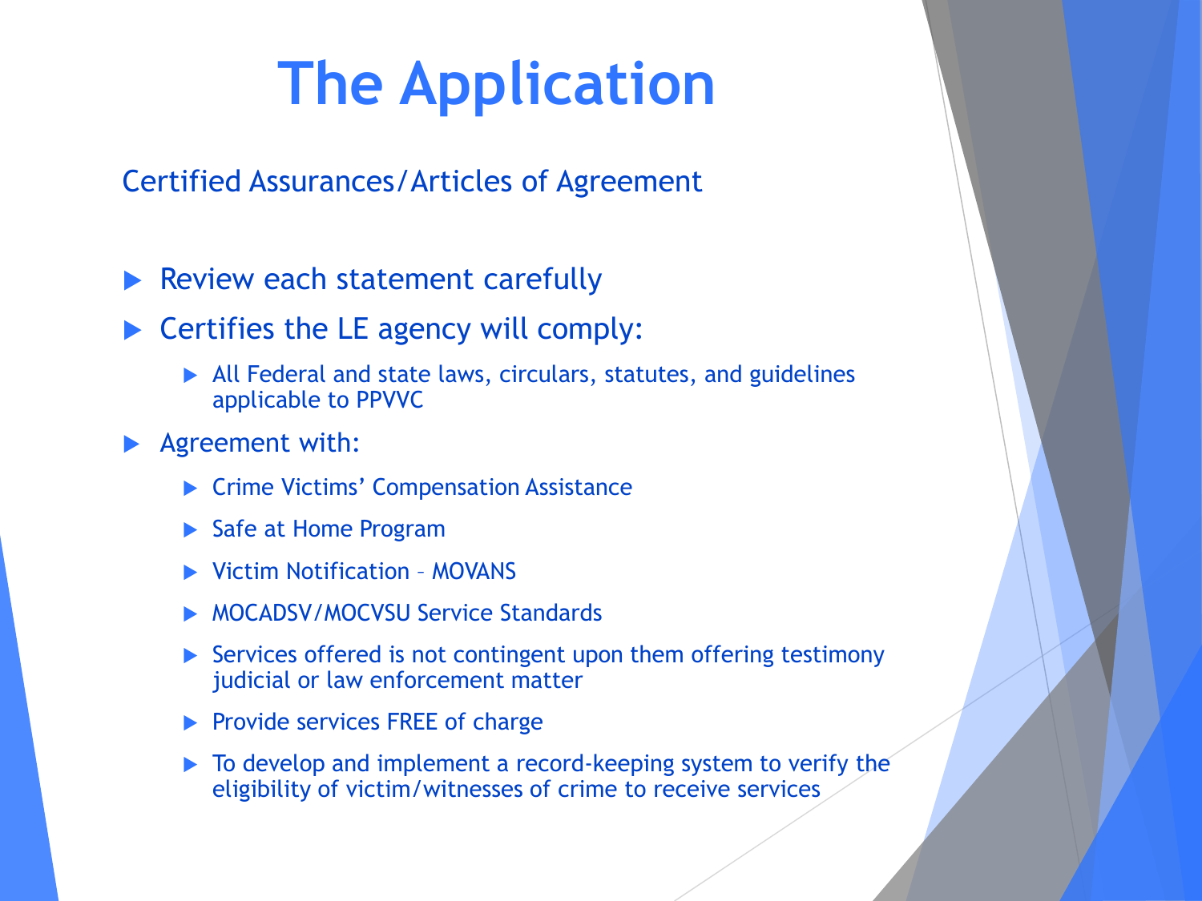# The Application

Certified Assurances/Articles of Agreement

- Review each statement carefully
- Certifies the LE agency will comply:
  - All Federal and state laws, circulars, statutes, and guidelines applicable to PPVVC
- Agreement with:
  - Crime Victims' Compensation Assistance
  - Safe at Home Program
  - Victim Notification – MOVANS
  - MOCADSV/MOCVSU Service Standards
  - Services offered is not contingent upon them offering testimony judicial or law enforcement matter
  - Provide services FREE of charge
  - To develop and implement a record-keeping system to verify the eligibility of victim/witnesses of crime to receive services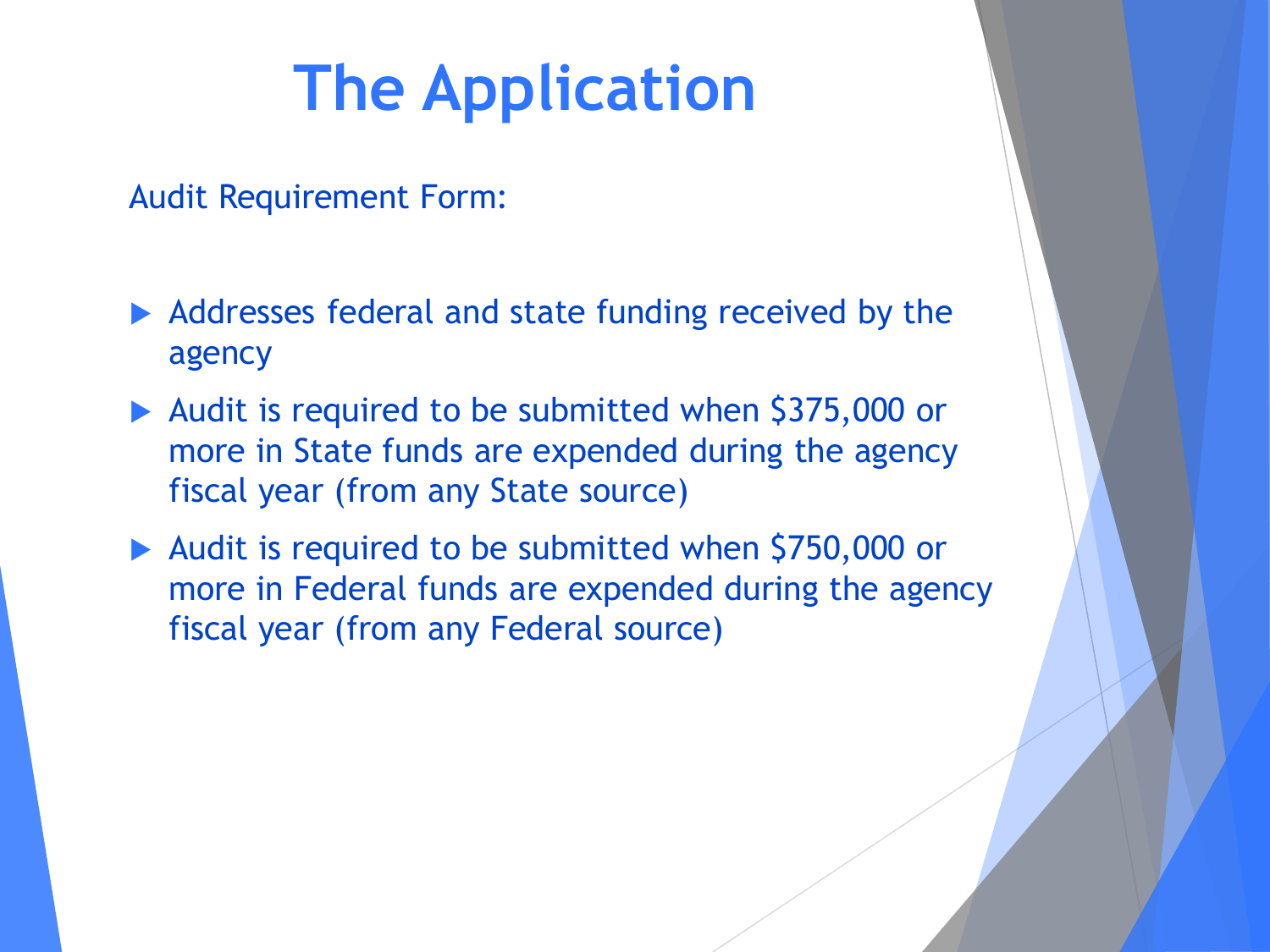# The Application

Audit Requirement Form:

- Addresses federal and state funding received by the agency
- Audit is required to be submitted when $375,000 or more in State funds are expended during the agency fiscal year (from any State source)
- Audit is required to be submitted when $750,000 or more in Federal funds are expended during the agency fiscal year (from any Federal source)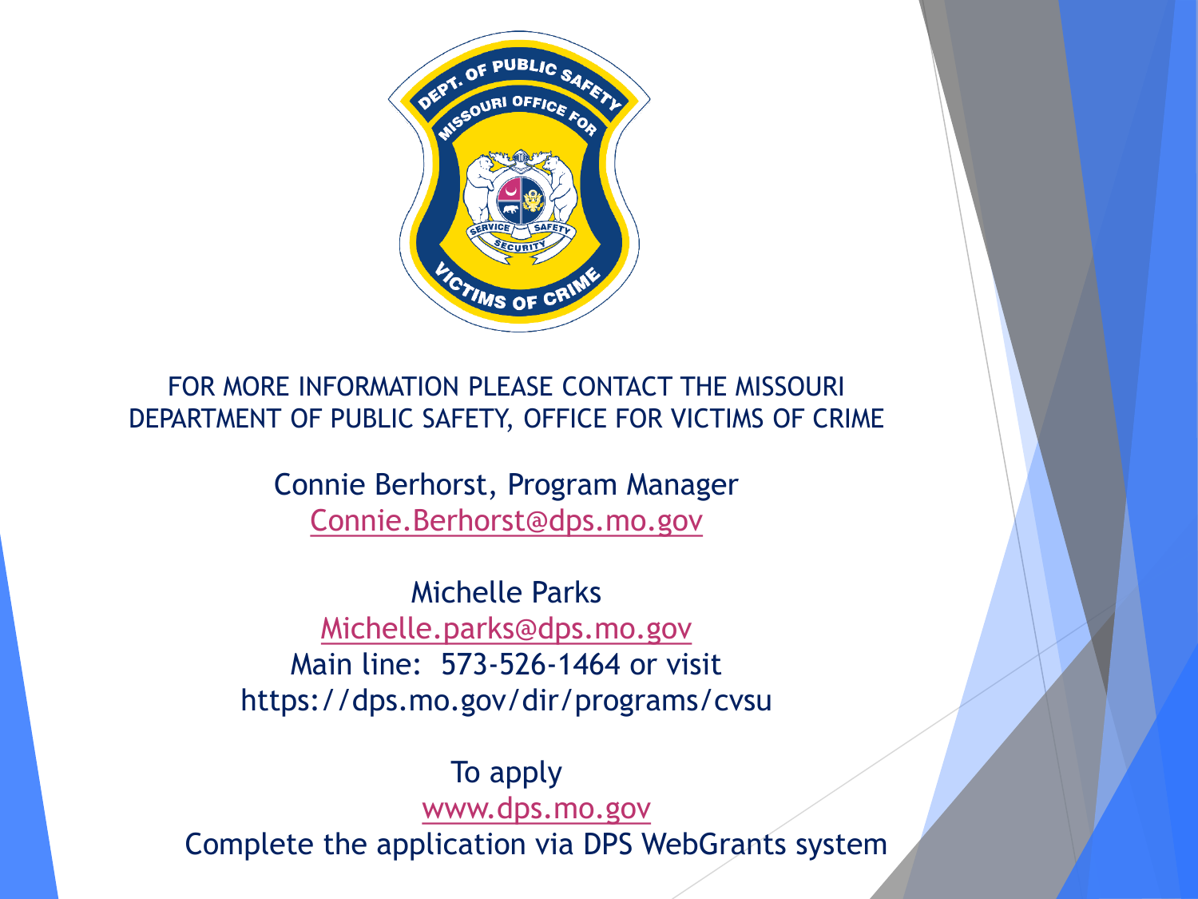FOR MORE INFORMATION PLEASE CONTACT THE MISSOURI DEPARTMENT OF PUBLIC SAFETY, OFFICE FOR VICTIMS OF CRIME

Connie Berhorst, Program Manager
Connie.Berhorst@dps.mo.gov

Michelle Parks
Michelle.parks@dps.mo.gov
Main line: 573-526-1464 or visit https://dps.mo.gov/dir/programs/cvsu

To apply
www.dps.mo.gov
Complete the application via DPS WebGrants system